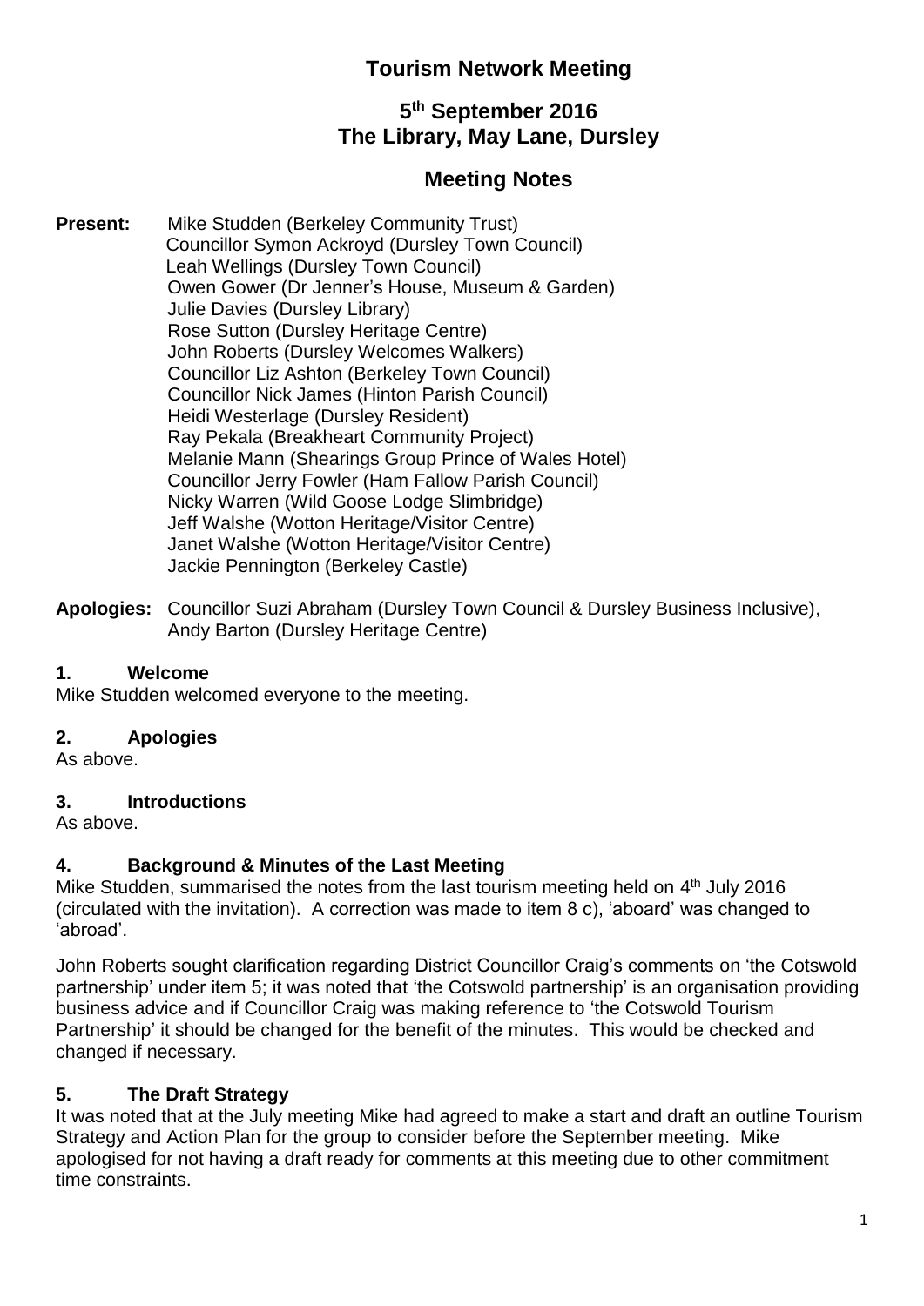# Tourism Network Meeting

## 5th September 2016
## The Library, May Lane, Dursley

## Meeting Notes

**Present:** Mike Studden (Berkeley Community Trust)
Councillor Symon Ackroyd (Dursley Town Council)
Leah Wellings (Dursley Town Council)
Owen Gower (Dr Jenner's House, Museum & Garden)
Julie Davies (Dursley Library)
Rose Sutton (Dursley Heritage Centre)
John Roberts (Dursley Welcomes Walkers)
Councillor Liz Ashton (Berkeley Town Council)
Councillor Nick James (Hinton Parish Council)
Heidi Westerlage (Dursley Resident)
Ray Pekala (Breakheart Community Project)
Melanie Mann (Shearings Group Prince of Wales Hotel)
Councillor Jerry Fowler (Ham Fallow Parish Council)
Nicky Warren (Wild Goose Lodge Slimbridge)
Jeff Walshe (Wotton Heritage/Visitor Centre)
Janet Walshe (Wotton Heritage/Visitor Centre)
Jackie Pennington (Berkeley Castle)

**Apologies:** Councillor Suzi Abraham (Dursley Town Council & Dursley Business Inclusive), Andy Barton (Dursley Heritage Centre)

### 1. Welcome

Mike Studden welcomed everyone to the meeting.

### 2. Apologies

As above.

### 3. Introductions

As above.

### 4. Background & Minutes of the Last Meeting

Mike Studden, summarised the notes from the last tourism meeting held on 4th July 2016 (circulated with the invitation). A correction was made to item 8 c), 'aboard' was changed to 'abroad'.

John Roberts sought clarification regarding District Councillor Craig's comments on 'the Cotswold partnership' under item 5; it was noted that 'the Cotswold partnership' is an organisation providing business advice and if Councillor Craig was making reference to 'the Cotswold Tourism Partnership' it should be changed for the benefit of the minutes. This would be checked and changed if necessary.

### 5. The Draft Strategy

It was noted that at the July meeting Mike had agreed to make a start and draft an outline Tourism Strategy and Action Plan for the group to consider before the September meeting. Mike apologised for not having a draft ready for comments at this meeting due to other commitment time constraints.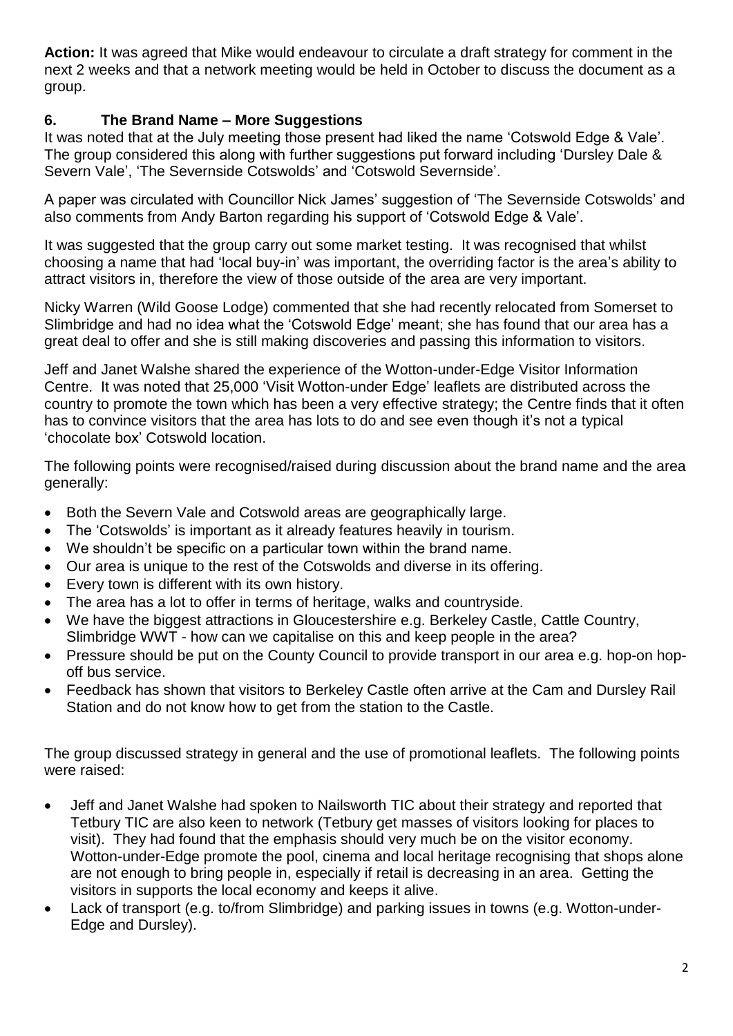**Action:** It was agreed that Mike would endeavour to circulate a draft strategy for comment in the next 2 weeks and that a network meeting would be held in October to discuss the document as a group.

## 6. The Brand Name – More Suggestions

It was noted that at the July meeting those present had liked the name 'Cotswold Edge & Vale'. The group considered this along with further suggestions put forward including 'Dursley Dale & Severn Vale', 'The Severnside Cotswolds' and 'Cotswold Severnside'.

A paper was circulated with Councillor Nick James' suggestion of 'The Severnside Cotswolds' and also comments from Andy Barton regarding his support of 'Cotswold Edge & Vale'.

It was suggested that the group carry out some market testing. It was recognised that whilst choosing a name that had 'local buy-in' was important, the overriding factor is the area's ability to attract visitors in, therefore the view of those outside of the area are very important.

Nicky Warren (Wild Goose Lodge) commented that she had recently relocated from Somerset to Slimbridge and had no idea what the 'Cotswold Edge' meant; she has found that our area has a great deal to offer and she is still making discoveries and passing this information to visitors.

Jeff and Janet Walshe shared the experience of the Wotton-under-Edge Visitor Information Centre. It was noted that 25,000 'Visit Wotton-under Edge' leaflets are distributed across the country to promote the town which has been a very effective strategy; the Centre finds that it often has to convince visitors that the area has lots to do and see even though it's not a typical 'chocolate box' Cotswold location.

The following points were recognised/raised during discussion about the brand name and the area generally:

- Both the Severn Vale and Cotswold areas are geographically large.
- The 'Cotswolds' is important as it already features heavily in tourism.
- We shouldn't be specific on a particular town within the brand name.
- Our area is unique to the rest of the Cotswolds and diverse in its offering.
- Every town is different with its own history.
- The area has a lot to offer in terms of heritage, walks and countryside.
- We have the biggest attractions in Gloucestershire e.g. Berkeley Castle, Cattle Country, Slimbridge WWT - how can we capitalise on this and keep people in the area?
- Pressure should be put on the County Council to provide transport in our area e.g. hop-on hop-off bus service.
- Feedback has shown that visitors to Berkeley Castle often arrive at the Cam and Dursley Rail Station and do not know how to get from the station to the Castle.

The group discussed strategy in general and the use of promotional leaflets. The following points were raised:

- Jeff and Janet Walshe had spoken to Nailsworth TIC about their strategy and reported that Tetbury TIC are also keen to network (Tetbury get masses of visitors looking for places to visit). They had found that the emphasis should very much be on the visitor economy. Wotton-under-Edge promote the pool, cinema and local heritage recognising that shops alone are not enough to bring people in, especially if retail is decreasing in an area. Getting the visitors in supports the local economy and keeps it alive.
- Lack of transport (e.g. to/from Slimbridge) and parking issues in towns (e.g. Wotton-under-Edge and Dursley).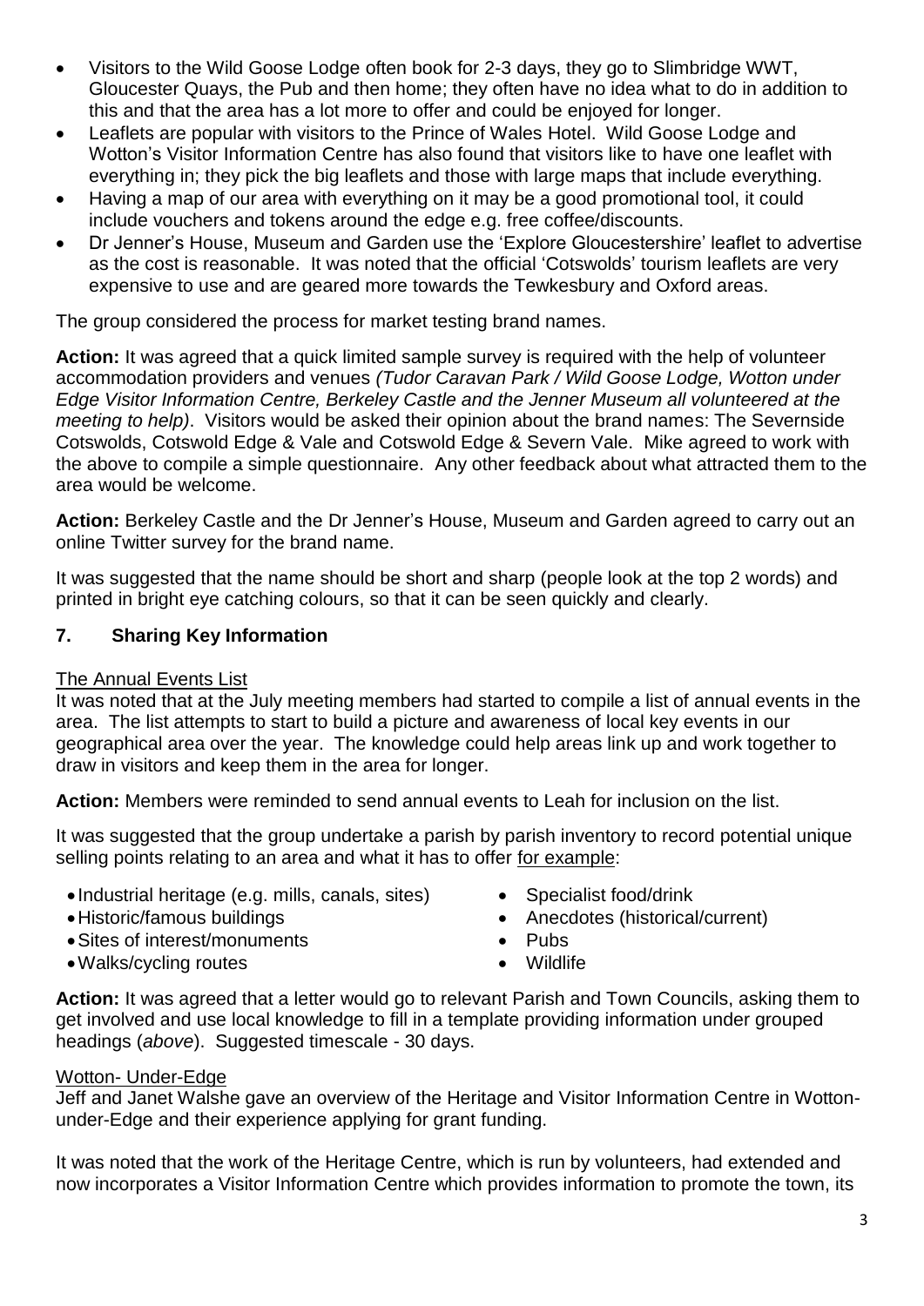- Visitors to the Wild Goose Lodge often book for 2-3 days, they go to Slimbridge WWT, Gloucester Quays, the Pub and then home; they often have no idea what to do in addition to this and that the area has a lot more to offer and could be enjoyed for longer.
- Leaflets are popular with visitors to the Prince of Wales Hotel. Wild Goose Lodge and Wotton's Visitor Information Centre has also found that visitors like to have one leaflet with everything in; they pick the big leaflets and those with large maps that include everything.
- Having a map of our area with everything on it may be a good promotional tool, it could include vouchers and tokens around the edge e.g. free coffee/discounts.
- Dr Jenner's House, Museum and Garden use the 'Explore Gloucestershire' leaflet to advertise as the cost is reasonable. It was noted that the official 'Cotswolds' tourism leaflets are very expensive to use and are geared more towards the Tewkesbury and Oxford areas.

The group considered the process for market testing brand names.

**Action:** It was agreed that a quick limited sample survey is required with the help of volunteer accommodation providers and venues *(Tudor Caravan Park / Wild Goose Lodge, Wotton under Edge Visitor Information Centre, Berkeley Castle and the Jenner Museum all volunteered at the meeting to help)*. Visitors would be asked their opinion about the brand names: The Severnside Cotswolds, Cotswold Edge & Vale and Cotswold Edge & Severn Vale. Mike agreed to work with the above to compile a simple questionnaire. Any other feedback about what attracted them to the area would be welcome.

**Action:** Berkeley Castle and the Dr Jenner's House, Museum and Garden agreed to carry out an online Twitter survey for the brand name.

It was suggested that the name should be short and sharp (people look at the top 2 words) and printed in bright eye catching colours, so that it can be seen quickly and clearly.

## 7. Sharing Key Information

<u>The Annual Events List</u>

It was noted that at the July meeting members had started to compile a list of annual events in the area. The list attempts to start to build a picture and awareness of local key events in our geographical area over the year. The knowledge could help areas link up and work together to draw in visitors and keep them in the area for longer.

**Action:** Members were reminded to send annual events to Leah for inclusion on the list.

It was suggested that the group undertake a parish by parish inventory to record potential unique selling points relating to an area and what it has to offer <u>for example</u>:

- Industrial heritage (e.g. mills, canals, sites)
- Historic/famous buildings
- Sites of interest/monuments
- Walks/cycling routes
- Specialist food/drink
- Anecdotes (historical/current)
- Pubs
- Wildlife

**Action:** It was agreed that a letter would go to relevant Parish and Town Councils, asking them to get involved and use local knowledge to fill in a template providing information under grouped headings (*above*). Suggested timescale - 30 days.

<u>Wotton- Under-Edge</u>

Jeff and Janet Walshe gave an overview of the Heritage and Visitor Information Centre in Wotton-under-Edge and their experience applying for grant funding.

It was noted that the work of the Heritage Centre, which is run by volunteers, had extended and now incorporates a Visitor Information Centre which provides information to promote the town, its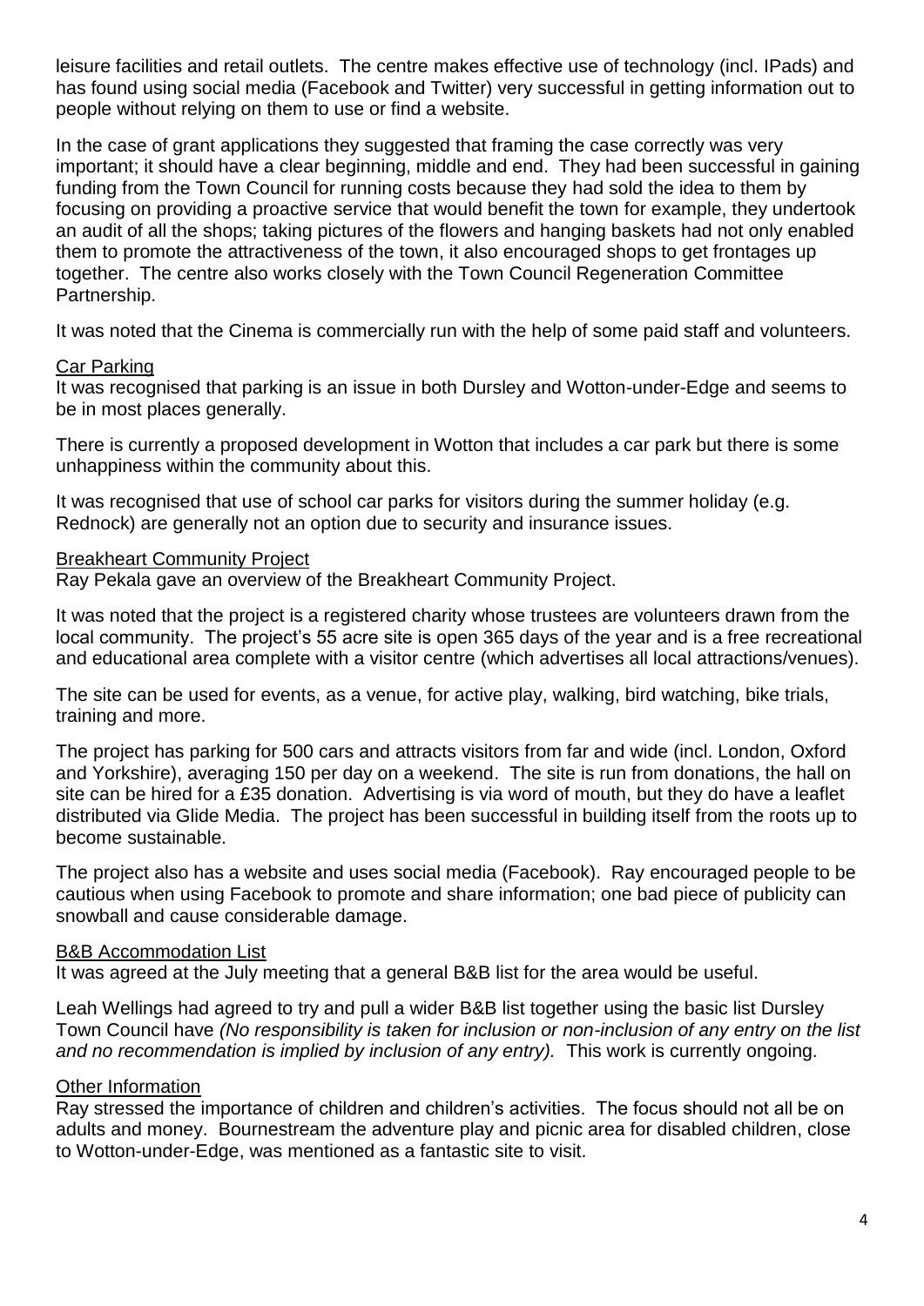leisure facilities and retail outlets. The centre makes effective use of technology (incl. IPads) and has found using social media (Facebook and Twitter) very successful in getting information out to people without relying on them to use or find a website.

In the case of grant applications they suggested that framing the case correctly was very important; it should have a clear beginning, middle and end. They had been successful in gaining funding from the Town Council for running costs because they had sold the idea to them by focusing on providing a proactive service that would benefit the town for example, they undertook an audit of all the shops; taking pictures of the flowers and hanging baskets had not only enabled them to promote the attractiveness of the town, it also encouraged shops to get frontages up together. The centre also works closely with the Town Council Regeneration Committee Partnership.

It was noted that the Cinema is commercially run with the help of some paid staff and volunteers.

<u>Car Parking</u>

It was recognised that parking is an issue in both Dursley and Wotton-under-Edge and seems to be in most places generally.

There is currently a proposed development in Wotton that includes a car park but there is some unhappiness within the community about this.

It was recognised that use of school car parks for visitors during the summer holiday (e.g. Rednock) are generally not an option due to security and insurance issues.

<u>Breakheart Community Project</u>

Ray Pekala gave an overview of the Breakheart Community Project.

It was noted that the project is a registered charity whose trustees are volunteers drawn from the local community. The project's 55 acre site is open 365 days of the year and is a free recreational and educational area complete with a visitor centre (which advertises all local attractions/venues).

The site can be used for events, as a venue, for active play, walking, bird watching, bike trials, training and more.

The project has parking for 500 cars and attracts visitors from far and wide (incl. London, Oxford and Yorkshire), averaging 150 per day on a weekend. The site is run from donations, the hall on site can be hired for a £35 donation. Advertising is via word of mouth, but they do have a leaflet distributed via Glide Media. The project has been successful in building itself from the roots up to become sustainable.

The project also has a website and uses social media (Facebook). Ray encouraged people to be cautious when using Facebook to promote and share information; one bad piece of publicity can snowball and cause considerable damage.

<u>B&B Accommodation List</u>

It was agreed at the July meeting that a general B&B list for the area would be useful.

Leah Wellings had agreed to try and pull a wider B&B list together using the basic list Dursley Town Council have *(No responsibility is taken for inclusion or non-inclusion of any entry on the list and no recommendation is implied by inclusion of any entry).* This work is currently ongoing.

<u>Other Information</u>

Ray stressed the importance of children and children's activities. The focus should not all be on adults and money. Bournestream the adventure play and picnic area for disabled children, close to Wotton-under-Edge, was mentioned as a fantastic site to visit.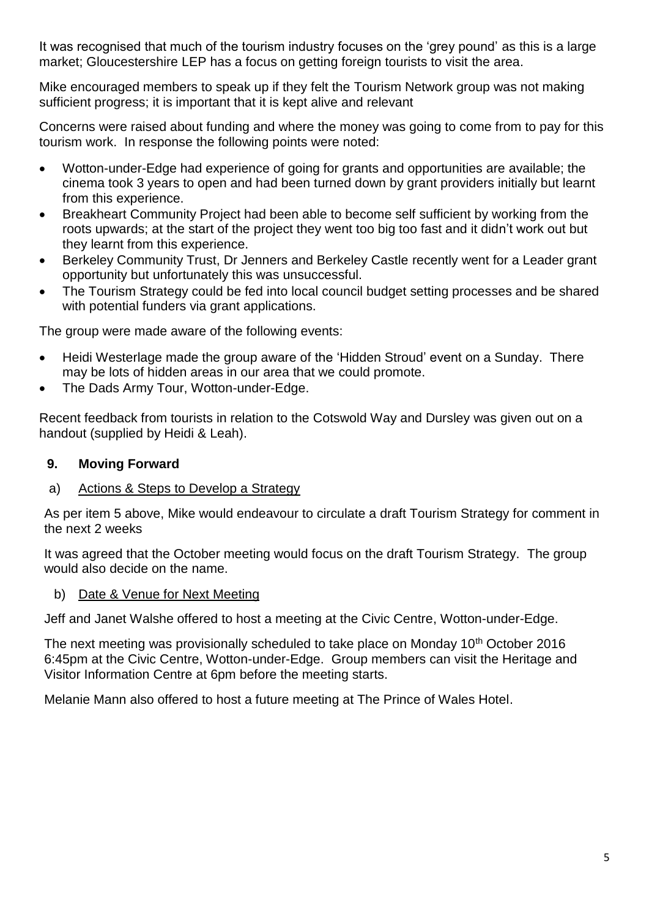It was recognised that much of the tourism industry focuses on the 'grey pound' as this is a large market; Gloucestershire LEP has a focus on getting foreign tourists to visit the area.

Mike encouraged members to speak up if they felt the Tourism Network group was not making sufficient progress; it is important that it is kept alive and relevant

Concerns were raised about funding and where the money was going to come from to pay for this tourism work. In response the following points were noted:

- Wotton-under-Edge had experience of going for grants and opportunities are available; the cinema took 3 years to open and had been turned down by grant providers initially but learnt from this experience.
- Breakheart Community Project had been able to become self sufficient by working from the roots upwards; at the start of the project they went too big too fast and it didn't work out but they learnt from this experience.
- Berkeley Community Trust, Dr Jenners and Berkeley Castle recently went for a Leader grant opportunity but unfortunately this was unsuccessful.
- The Tourism Strategy could be fed into local council budget setting processes and be shared with potential funders via grant applications.

The group were made aware of the following events:

- Heidi Westerlage made the group aware of the 'Hidden Stroud' event on a Sunday. There may be lots of hidden areas in our area that we could promote.
- The Dads Army Tour, Wotton-under-Edge.

Recent feedback from tourists in relation to the Cotswold Way and Dursley was given out on a handout (supplied by Heidi & Leah).

## 9. Moving Forward

### a) Actions & Steps to Develop a Strategy

As per item 5 above, Mike would endeavour to circulate a draft Tourism Strategy for comment in the next 2 weeks

It was agreed that the October meeting would focus on the draft Tourism Strategy. The group would also decide on the name.

### b) Date & Venue for Next Meeting

Jeff and Janet Walshe offered to host a meeting at the Civic Centre, Wotton-under-Edge.

The next meeting was provisionally scheduled to take place on Monday 10th October 2016 6:45pm at the Civic Centre, Wotton-under-Edge. Group members can visit the Heritage and Visitor Information Centre at 6pm before the meeting starts.

Melanie Mann also offered to host a future meeting at The Prince of Wales Hotel.